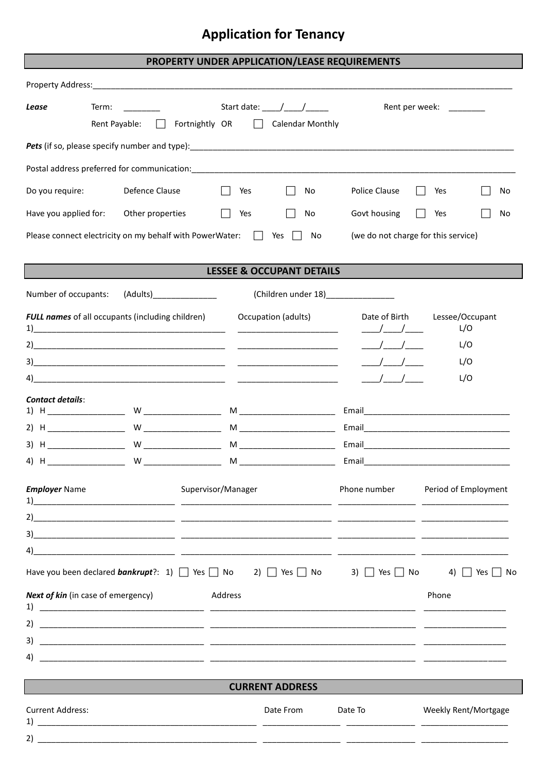# Application for Tenancy

## PROPERTY UNDER APPLICATION/LEASE REQUIREMENTS

Property Address:\_\_\_\_\_\_\_\_\_\_\_\_\_\_\_\_\_\_\_\_\_\_\_\_\_\_\_\_\_\_\_\_\_\_\_\_\_\_\_\_\_\_\_\_\_\_\_\_

***Lease*** Term: \_\_\_\_\_\_\_\_ Start date: \_\_\_\_/\_\_\_\_/\_\_\_\_\_ Rent per week: \_\_\_\_\_\_\_\_

Rent Payable: ☐ Fortnightly OR ☐ Calendar Monthly

***Pets*** (if so, please specify number and type):\_\_\_\_\_\_\_\_\_\_\_\_\_\_\_\_\_\_\_\_\_\_\_\_\_\_\_\_\_\_\_\_\_\_\_\_\_\_\_\_\_\_\_\_

Postal address preferred for communication:\_\_\_\_\_\_\_\_\_\_\_\_\_\_\_\_\_\_\_\_\_\_\_\_\_\_\_\_\_\_\_\_\_\_\_\_\_\_\_\_\_\_\_\_

Do you require: Defence Clause ☐ Yes ☐ No Police Clause ☐ Yes ☐ No

Have you applied for: Other properties ☐ Yes ☐ No Govt housing ☐ Yes ☐ No

Please connect electricity on my behalf with PowerWater: ☐ Yes ☐ No (we do not charge for this service)

## LESSEE & OCCUPANT DETAILS

Number of occupants: (Adults)\_\_\_\_\_\_\_\_\_\_\_\_\_\_ (Children under 18)\_\_\_\_\_\_\_\_\_\_\_\_\_\_\_

| ***FULL names*** of all occupants (including children) | Occupation (adults) | Date of Birth | Lessee/Occupant |
|---|---|---|---|
| 1)\_\_\_\_\_\_\_\_\_\_\_\_\_\_\_\_\_\_\_\_ | \_\_\_\_\_\_\_\_\_\_\_\_\_\_\_\_ | \_\_\_\_/\_\_\_\_/\_\_\_\_ | L/O |
| 2)\_\_\_\_\_\_\_\_\_\_\_\_\_\_\_\_\_\_\_\_ | \_\_\_\_\_\_\_\_\_\_\_\_\_\_\_\_ | \_\_\_\_/\_\_\_\_/\_\_\_\_ | L/O |
| 3)\_\_\_\_\_\_\_\_\_\_\_\_\_\_\_\_\_\_\_\_ | \_\_\_\_\_\_\_\_\_\_\_\_\_\_\_\_ | \_\_\_\_/\_\_\_\_/\_\_\_\_ | L/O |
| 4)\_\_\_\_\_\_\_\_\_\_\_\_\_\_\_\_\_\_\_\_ | \_\_\_\_\_\_\_\_\_\_\_\_\_\_\_\_ | \_\_\_\_/\_\_\_\_/\_\_\_\_ | L/O |

***Contact details***:

| | H | W | M | Email |
|---|---|---|---|---|
| 1) | \_\_\_\_\_\_\_\_\_\_\_\_ | \_\_\_\_\_\_\_\_\_\_\_\_ | \_\_\_\_\_\_\_\_\_\_\_\_ | \_\_\_\_\_\_\_\_\_\_\_\_\_\_\_\_\_\_ |
| 2) | \_\_\_\_\_\_\_\_\_\_\_\_ | \_\_\_\_\_\_\_\_\_\_\_\_ | \_\_\_\_\_\_\_\_\_\_\_\_ | \_\_\_\_\_\_\_\_\_\_\_\_\_\_\_\_\_\_ |
| 3) | \_\_\_\_\_\_\_\_\_\_\_\_ | \_\_\_\_\_\_\_\_\_\_\_\_ | \_\_\_\_\_\_\_\_\_\_\_\_ | \_\_\_\_\_\_\_\_\_\_\_\_\_\_\_\_\_\_ |
| 4) | \_\_\_\_\_\_\_\_\_\_\_\_ | \_\_\_\_\_\_\_\_\_\_\_\_ | \_\_\_\_\_\_\_\_\_\_\_\_ | \_\_\_\_\_\_\_\_\_\_\_\_\_\_\_\_\_\_ |

| ***Employer*** Name | Supervisor/Manager | Phone number | Period of Employment |
|---|---|---|---|
| 1)\_\_\_\_\_\_\_\_\_\_\_\_\_\_\_\_ | \_\_\_\_\_\_\_\_\_\_\_\_\_\_\_\_ | \_\_\_\_\_\_\_\_\_\_\_\_ | \_\_\_\_\_\_\_\_\_\_\_\_ |
| 2)\_\_\_\_\_\_\_\_\_\_\_\_\_\_\_\_ | \_\_\_\_\_\_\_\_\_\_\_\_\_\_\_\_ | \_\_\_\_\_\_\_\_\_\_\_\_ | \_\_\_\_\_\_\_\_\_\_\_\_ |
| 3)\_\_\_\_\_\_\_\_\_\_\_\_\_\_\_\_ | \_\_\_\_\_\_\_\_\_\_\_\_\_\_\_\_ | \_\_\_\_\_\_\_\_\_\_\_\_ | \_\_\_\_\_\_\_\_\_\_\_\_ |
| 4)\_\_\_\_\_\_\_\_\_\_\_\_\_\_\_\_ | \_\_\_\_\_\_\_\_\_\_\_\_\_\_\_\_ | \_\_\_\_\_\_\_\_\_\_\_\_ | \_\_\_\_\_\_\_\_\_\_\_\_ |

Have you been declared ***bankrupt***?: 1) ☐ Yes ☐ No 2) ☐ Yes ☐ No 3) ☐ Yes ☐ No 4) ☐ Yes ☐ No

| ***Next of kin*** (in case of emergency) | Address | Phone |
|---|---|---|
| 1) \_\_\_\_\_\_\_\_\_\_\_\_\_\_\_\_\_\_\_\_ | \_\_\_\_\_\_\_\_\_\_\_\_\_\_\_\_\_\_\_\_\_\_\_\_ | \_\_\_\_\_\_\_\_\_\_\_\_ |
| 2) \_\_\_\_\_\_\_\_\_\_\_\_\_\_\_\_\_\_\_\_ | \_\_\_\_\_\_\_\_\_\_\_\_\_\_\_\_\_\_\_\_\_\_\_\_ | \_\_\_\_\_\_\_\_\_\_\_\_ |
| 3) \_\_\_\_\_\_\_\_\_\_\_\_\_\_\_\_\_\_\_\_ | \_\_\_\_\_\_\_\_\_\_\_\_\_\_\_\_\_\_\_\_\_\_\_\_ | \_\_\_\_\_\_\_\_\_\_\_\_ |
| 4) \_\_\_\_\_\_\_\_\_\_\_\_\_\_\_\_\_\_\_\_ | \_\_\_\_\_\_\_\_\_\_\_\_\_\_\_\_\_\_\_\_\_\_\_\_ | \_\_\_\_\_\_\_\_\_\_\_\_ |

## CURRENT ADDRESS

| Current Address: | Date From | Date To | Weekly Rent/Mortgage |
|---|---|---|---|
| 1) \_\_\_\_\_\_\_\_\_\_\_\_\_\_\_\_\_\_\_\_\_\_\_\_\_\_\_\_ | \_\_\_\_\_\_\_\_\_\_\_\_ | \_\_\_\_\_\_\_\_\_\_\_\_ | \_\_\_\_\_\_\_\_\_\_\_\_ |
| 2) \_\_\_\_\_\_\_\_\_\_\_\_\_\_\_\_\_\_\_\_\_\_\_\_\_\_\_\_ | \_\_\_\_\_\_\_\_\_\_\_\_ | \_\_\_\_\_\_\_\_\_\_\_\_ | \_\_\_\_\_\_\_\_\_\_\_\_ |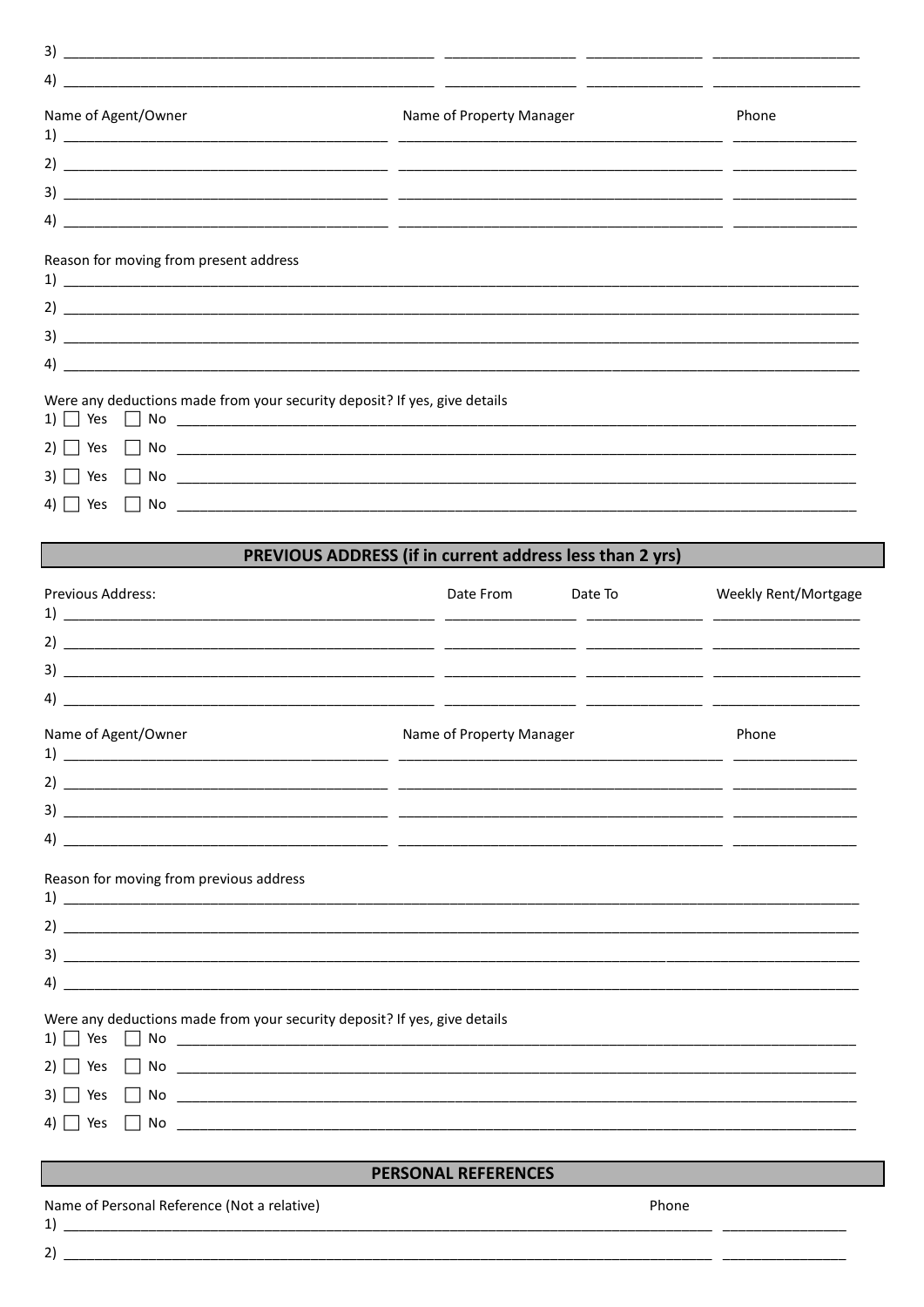3) ______________________________________________ ________________ ______________ __________________

4) ______________________________________________ ________________ ______________ __________________

| Name of Agent/Owner | Name of Property Manager | Phone |
|---|---|---|
| 1) | | |
| 2) | | |
| 3) | | |
| 4) | | |

Reason for moving from present address

1) ____________________________________________________________________________________________________

2) ____________________________________________________________________________________________________

3) ____________________________________________________________________________________________________

4) ____________________________________________________________________________________________________

Were any deductions made from your security deposit? If yes, give details

1) ☐ Yes ☐ No ____________________________________________________________________________________

2) ☐ Yes ☐ No ____________________________________________________________________________________

3) ☐ Yes ☐ No ____________________________________________________________________________________

4) ☐ Yes ☐ No ____________________________________________________________________________________

## PREVIOUS ADDRESS (if in current address less than 2 yrs)

| Previous Address: | Date From | Date To | Weekly Rent/Mortgage |
|---|---|---|---|
| 1) | | | |
| 2) | | | |
| 3) | | | |
| 4) | | | |

| Name of Agent/Owner | Name of Property Manager | Phone |
|---|---|---|
| 1) | | |
| 2) | | |
| 3) | | |
| 4) | | |

Reason for moving from previous address

1) ____________________________________________________________________________________________________

2) ____________________________________________________________________________________________________

3) ____________________________________________________________________________________________________

4) ____________________________________________________________________________________________________

Were any deductions made from your security deposit? If yes, give details

1) ☐ Yes ☐ No ____________________________________________________________________________________

2) ☐ Yes ☐ No ____________________________________________________________________________________

3) ☐ Yes ☐ No ____________________________________________________________________________________

4) ☐ Yes ☐ No ____________________________________________________________________________________

## PERSONAL REFERENCES

| Name of Personal Reference (Not a relative) | Phone |
|---|---|
| 1) | |
| 2) | |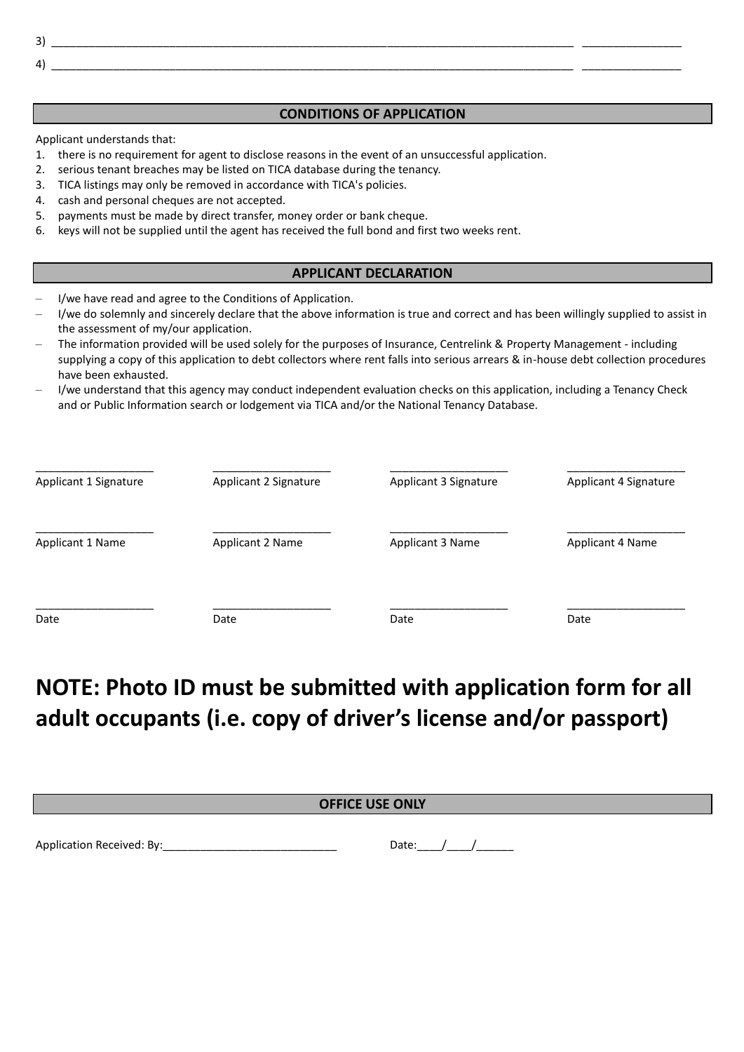3) ______________________________________________________________________________________ ________________

4) ______________________________________________________________________________________ ________________

## CONDITIONS OF APPLICATION

Applicant understands that:

1. there is no requirement for agent to disclose reasons in the event of an unsuccessful application.
2. serious tenant breaches may be listed on TICA database during the tenancy.
3. TICA listings may only be removed in accordance with TICA's policies.
4. cash and personal cheques are not accepted.
5. payments must be made by direct transfer, money order or bank cheque.
6. keys will not be supplied until the agent has received the full bond and first two weeks rent.

## APPLICANT DECLARATION

- I/we have read and agree to the Conditions of Application.
- I/we do solemnly and sincerely declare that the above information is true and correct and has been willingly supplied to assist in the assessment of my/our application.
- The information provided will be used solely for the purposes of Insurance, Centrelink & Property Management - including supplying a copy of this application to debt collectors where rent falls into serious arrears & in-house debt collection procedures have been exhausted.
- I/we understand that this agency may conduct independent evaluation checks on this application, including a Tenancy Check and or Public Information search or lodgement via TICA and/or the National Tenancy Database.

| | | | |
|---|---|---|---|
| ___________________ | ___________________ | ___________________ | ___________________ |
| Applicant 1 Signature | Applicant 2 Signature | Applicant 3 Signature | Applicant 4 Signature |
| ___________________ | ___________________ | ___________________ | ___________________ |
| Applicant 1 Name | Applicant 2 Name | Applicant 3 Name | Applicant 4 Name |
| ___________________ | ___________________ | ___________________ | ___________________ |
| Date | Date | Date | Date |

# NOTE: Photo ID must be submitted with application form for all adult occupants (i.e. copy of driver's license and/or passport)

## OFFICE USE ONLY

Application Received: By:____________________________ Date:____/____/______